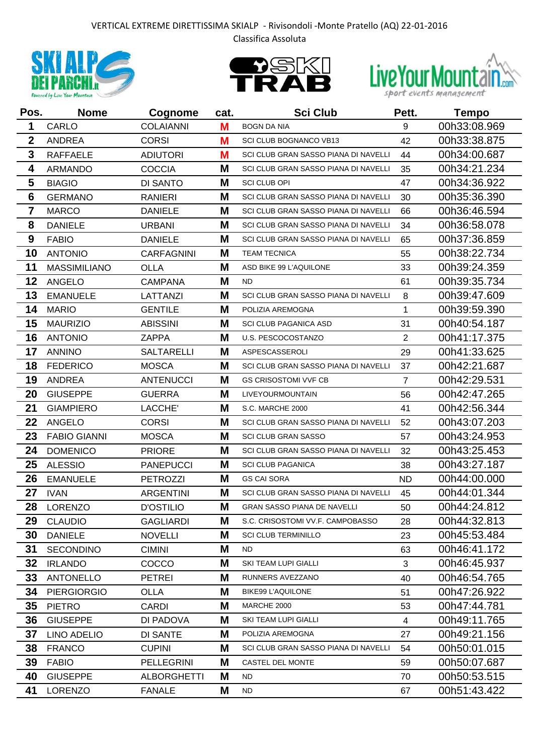VERTICAL EXTREME DIRETTISSIMA SKIALP - Rivisondoli -Monte Pratello (AQ) 22-01-2016

Classifica Assoluta

| Pos. | Nome | Cognome | cat. | Sci Club | Pett. | Tempo |
|---|---|---|---|---|---|---|
| 1 | CARLO | COLAIANNI | M | BOGN DA NIA | 9 | 00h33:08.969 |
| 2 | ANDREA | CORSI | M | SCI CLUB BOGNANCO VB13 | 42 | 00h33:38.875 |
| 3 | RAFFAELE | ADIUTORI | M | SCI CLUB GRAN SASSO PIANA DI NAVELLI | 44 | 00h34:00.687 |
| 4 | ARMANDO | COCCIA | M | SCI CLUB GRAN SASSO PIANA DI NAVELLI | 35 | 00h34:21.234 |
| 5 | BIAGIO | DI SANTO | M | SCI CLUB OPI | 47 | 00h34:36.922 |
| 6 | GERMANO | RANIERI | M | SCI CLUB GRAN SASSO PIANA DI NAVELLI | 30 | 00h35:36.390 |
| 7 | MARCO | DANIELE | M | SCI CLUB GRAN SASSO PIANA DI NAVELLI | 66 | 00h36:46.594 |
| 8 | DANIELE | URBANI | M | SCI CLUB GRAN SASSO PIANA DI NAVELLI | 34 | 00h36:58.078 |
| 9 | FABIO | DANIELE | M | SCI CLUB GRAN SASSO PIANA DI NAVELLI | 65 | 00h37:36.859 |
| 10 | ANTONIO | CARFAGNINI | M | TEAM TECNICA | 55 | 00h38:22.734 |
| 11 | MASSIMILIANO | OLLA | M | ASD BIKE 99 L'AQUILONE | 33 | 00h39:24.359 |
| 12 | ANGELO | CAMPANA | M | ND | 61 | 00h39:35.734 |
| 13 | EMANUELE | LATTANZI | M | SCI CLUB GRAN SASSO PIANA DI NAVELLI | 8 | 00h39:47.609 |
| 14 | MARIO | GENTILE | M | POLIZIA AREMOGNA | 1 | 00h39:59.390 |
| 15 | MAURIZIO | ABISSINI | M | SCI CLUB PAGANICA ASD | 31 | 00h40:54.187 |
| 16 | ANTONIO | ZAPPA | M | U.S. PESCOCOSTANZO | 2 | 00h41:17.375 |
| 17 | ANNINO | SALTARELLI | M | ASPESCASSEROLI | 29 | 00h41:33.625 |
| 18 | FEDERICO | MOSCA | M | SCI CLUB GRAN SASSO PIANA DI NAVELLI | 37 | 00h42:21.687 |
| 19 | ANDREA | ANTENUCCI | M | GS CRISOSTOMI VVF CB | 7 | 00h42:29.531 |
| 20 | GIUSEPPE | GUERRA | M | LIVEYOURMOUNTAIN | 56 | 00h42:47.265 |
| 21 | GIAMPIERO | LACCHE' | M | S.C. MARCHE 2000 | 41 | 00h42:56.344 |
| 22 | ANGELO | CORSI | M | SCI CLUB GRAN SASSO PIANA DI NAVELLI | 52 | 00h43:07.203 |
| 23 | FABIO GIANNI | MOSCA | M | SCI CLUB GRAN SASSO | 57 | 00h43:24.953 |
| 24 | DOMENICO | PRIORE | M | SCI CLUB GRAN SASSO PIANA DI NAVELLI | 32 | 00h43:25.453 |
| 25 | ALESSIO | PANEPUCCI | M | SCI CLUB PAGANICA | 38 | 00h43:27.187 |
| 26 | EMANUELE | PETROZZI | M | GS CAI SORA | ND | 00h44:00.000 |
| 27 | IVAN | ARGENTINI | M | SCI CLUB GRAN SASSO PIANA DI NAVELLI | 45 | 00h44:01.344 |
| 28 | LORENZO | D'OSTILIO | M | GRAN SASSO PIANA DE NAVELLI | 50 | 00h44:24.812 |
| 29 | CLAUDIO | GAGLIARDI | M | S.C. CRISOSTOMI VV.F. CAMPOBASSO | 28 | 00h44:32.813 |
| 30 | DANIELE | NOVELLI | M | SCI CLUB TERMINILLO | 23 | 00h45:53.484 |
| 31 | SECONDINO | CIMINI | M | ND | 63 | 00h46:41.172 |
| 32 | IRLANDO | COCCO | M | SKI TEAM LUPI GIALLI | 3 | 00h46:45.937 |
| 33 | ANTONELLO | PETREI | M | RUNNERS AVEZZANO | 40 | 00h46:54.765 |
| 34 | PIERGIORGIO | OLLA | M | BIKE99 L'AQUILONE | 51 | 00h47:26.922 |
| 35 | PIETRO | CARDI | M | MARCHE 2000 | 53 | 00h47:44.781 |
| 36 | GIUSEPPE | DI PADOVA | M | SKI TEAM LUPI GIALLI | 4 | 00h49:11.765 |
| 37 | LINO ADELIO | DI SANTE | M | POLIZIA AREMOGNA | 27 | 00h49:21.156 |
| 38 | FRANCO | CUPINI | M | SCI CLUB GRAN SASSO PIANA DI NAVELLI | 54 | 00h50:01.015 |
| 39 | FABIO | PELLEGRINI | M | CASTEL DEL MONTE | 59 | 00h50:07.687 |
| 40 | GIUSEPPE | ALBORGHETTI | M | ND | 70 | 00h50:53.515 |
| 41 | LORENZO | FANALE | M | ND | 67 | 00h51:43.422 |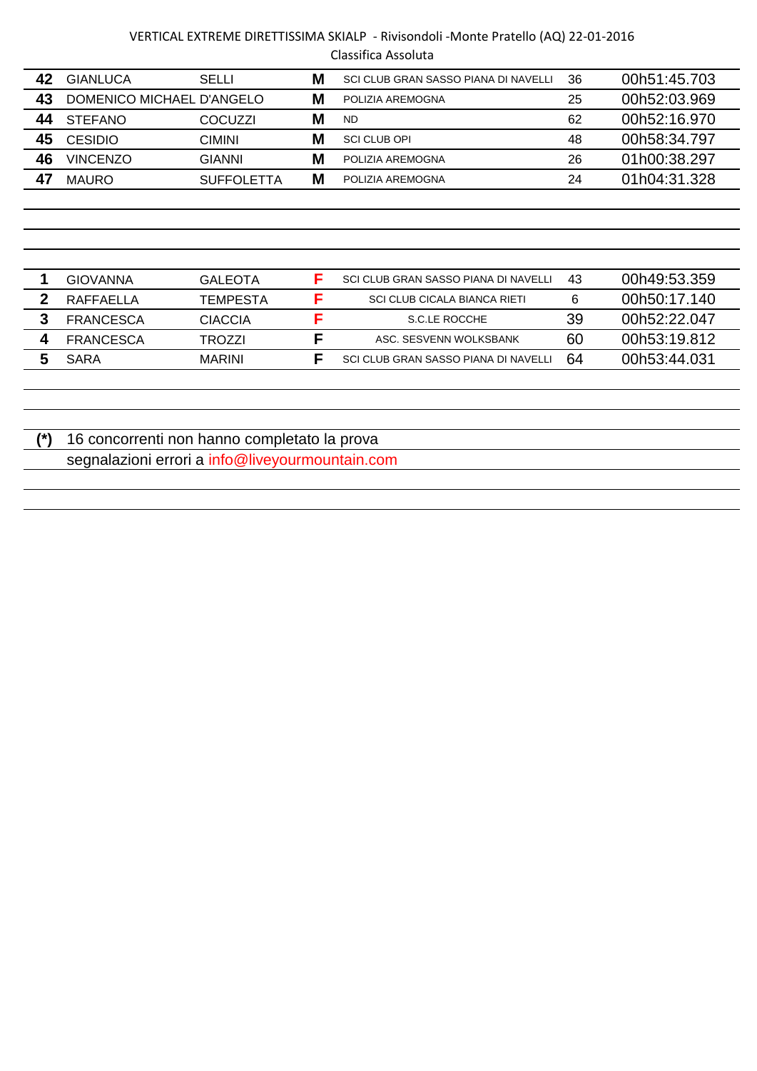VERTICAL EXTREME DIRETTISSIMA SKIALP - Rivisondoli -Monte Pratello (AQ) 22-01-2016

Classifica Assoluta

| | | | | | | |
|---|---|---|---|---|---|---|
| **42** | GIANLUCA | SELLI | **M** | SCI CLUB GRAN SASSO PIANA DI NAVELLI | 36 | 00h51:45.703 |
| **43** | DOMENICO MICHAEL | D'ANGELO | **M** | POLIZIA AREMOGNA | 25 | 00h52:03.969 |
| **44** | STEFANO | COCUZZI | **M** | ND | 62 | 00h52:16.970 |
| **45** | CESIDIO | CIMINI | **M** | SCI CLUB OPI | 48 | 00h58:34.797 |
| **46** | VINCENZO | GIANNI | **M** | POLIZIA AREMOGNA | 26 | 01h00:38.297 |
| **47** | MAURO | SUFFOLETTA | **M** | POLIZIA AREMOGNA | 24 | 01h04:31.328 |

| | | | | | | |
|---|---|---|---|---|---|---|
| **1** | GIOVANNA | GALEOTA | **F** | SCI CLUB GRAN SASSO PIANA DI NAVELLI | 43 | 00h49:53.359 |
| **2** | RAFFAELLA | TEMPESTA | **F** | SCI CLUB CICALA BIANCA RIETI | 6 | 00h50:17.140 |
| **3** | FRANCESCA | CIACCIA | **F** | S.C.LE ROCCHE | 39 | 00h52:22.047 |
| **4** | FRANCESCA | TROZZI | **F** | ASC. SESVENN WOLKSBANK | 60 | 00h53:19.812 |
| **5** | SARA | MARINI | **F** | SCI CLUB GRAN SASSO PIANA DI NAVELLI | 64 | 00h53:44.031 |

**(*)** 16 concorrenti non hanno completato la prova

segnalazioni errori a info@liveyourmountain.com